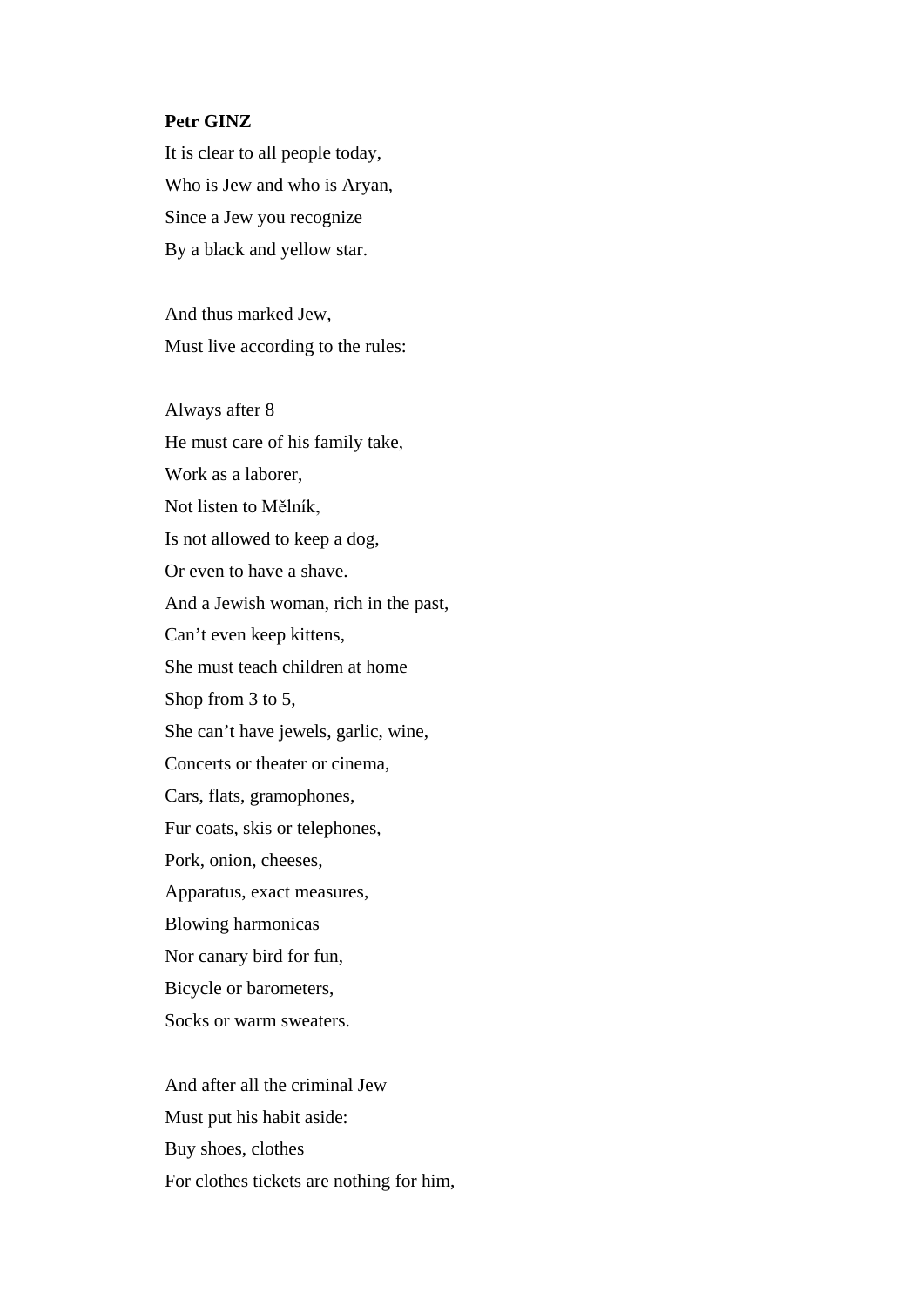**Petr GINZ**

It is clear to all people today,  
Who is Jew and who is Aryan,  
Since a Jew you recognize  
By a black and yellow star.

And thus marked Jew,  
Must live according to the rules:

Always after 8  
He must care of his family take,  
Work as a laborer,  
Not listen to Mělník,  
Is not allowed to keep a dog,  
Or even to have a shave.  
And a Jewish woman, rich in the past,  
Can't even keep kittens,  
She must teach children at home  
Shop from 3 to 5,  
She can't have jewels, garlic, wine,  
Concerts or theater or cinema,  
Cars, flats, gramophones,  
Fur coats, skis or telephones,  
Pork, onion, cheeses,  
Apparatus, exact measures,  
Blowing harmonicas  
Nor canary bird for fun,  
Bicycle or barometers,  
Socks or warm sweaters.

And after all the criminal Jew  
Must put his habit aside:  
Buy shoes, clothes  
For clothes tickets are nothing for him,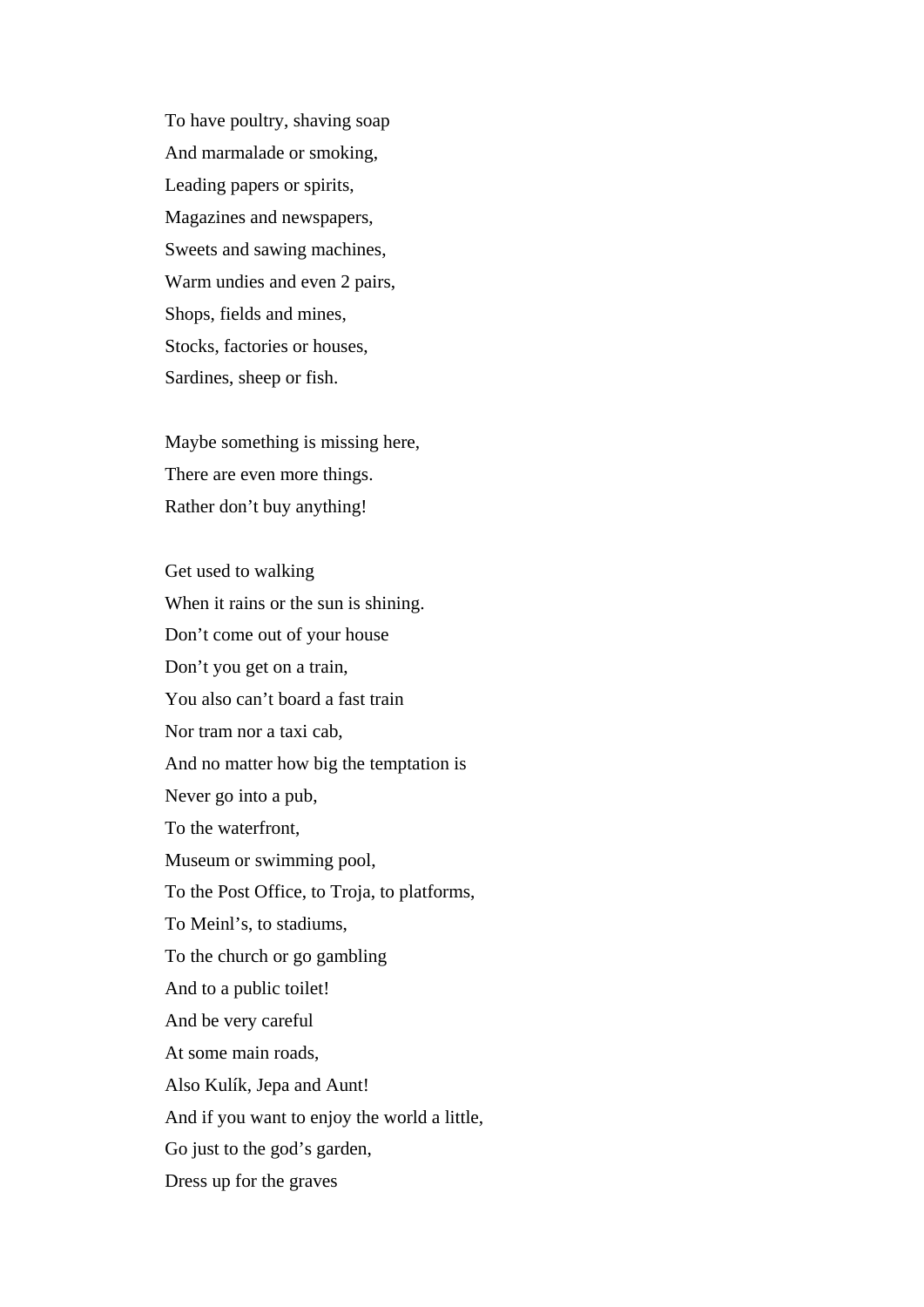To have poultry, shaving soap  
And marmalade or smoking,  
Leading papers or spirits,  
Magazines and newspapers,  
Sweets and sawing machines,  
Warm undies and even 2 pairs,  
Shops, fields and mines,  
Stocks, factories or houses,  
Sardines, sheep or fish.

Maybe something is missing here,  
There are even more things.  
Rather don’t buy anything!

Get used to walking  
When it rains or the sun is shining.  
Don’t come out of your house  
Don’t you get on a train,  
You also can’t board a fast train  
Nor tram nor a taxi cab,  
And no matter how big the temptation is  
Never go into a pub,  
To the waterfront,  
Museum or swimming pool,  
To the Post Office, to Troja, to platforms,  
To Meinl’s, to stadiums,  
To the church or go gambling  
And to a public toilet!  
And be very careful  
At some main roads,  
Also Kulík, Jepa and Aunt!  
And if you want to enjoy the world a little,  
Go just to the god’s garden,  
Dress up for the graves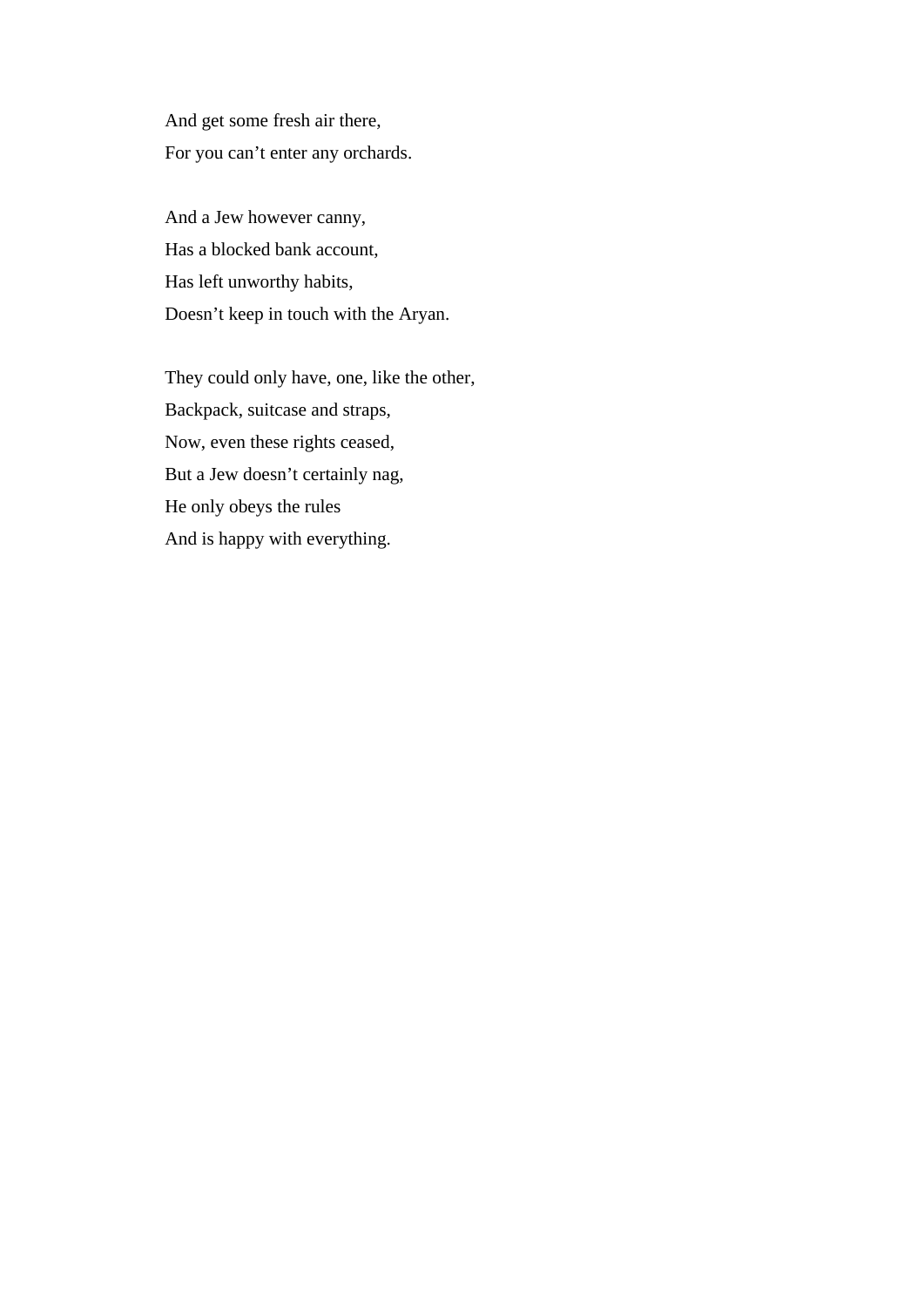And get some fresh air there,  
For you can’t enter any orchards.

And a Jew however canny,  
Has a blocked bank account,  
Has left unworthy habits,  
Doesn’t keep in touch with the Aryan.

They could only have, one, like the other,  
Backpack, suitcase and straps,  
Now, even these rights ceased,  
But a Jew doesn’t certainly nag,  
He only obeys the rules  
And is happy with everything.